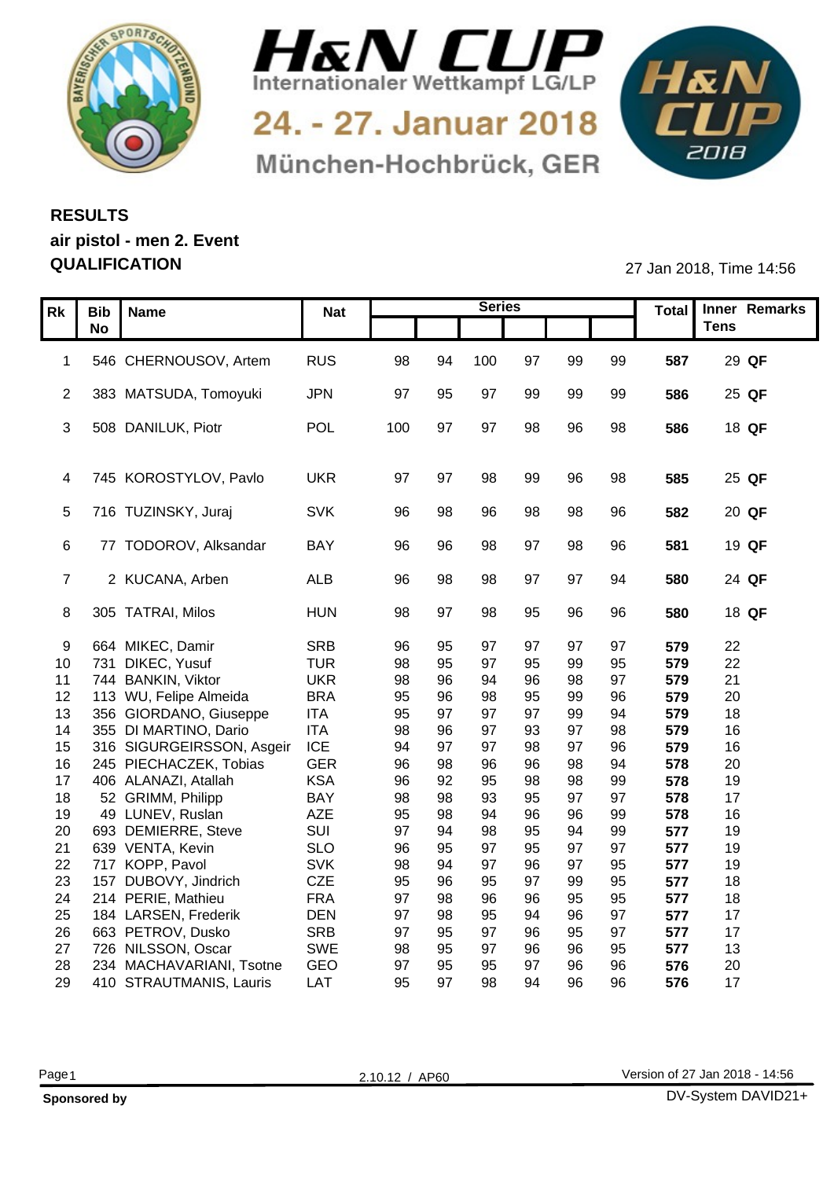# H&N CUP

Internationaler Wettkampf LG/LP

24. - 27. Januar 2018

München-Hochbrück, GER

## RESULTS

**air pistol - men 2. Event**

**QUALIFICATION**

27 Jan 2018, Time 14:56

| Rk | Bib No | Name | Nat | Series | | | | | | Total | Inner Tens | Remarks |
|---|---|---|---|---|---|---|---|---|---|---|---|---|
| 1 | 546 | CHERNOUSOV, Artem | RUS | 98 | 94 | 100 | 97 | 99 | 99 | **587** | 29 | **QF** |
| 2 | 383 | MATSUDA, Tomoyuki | JPN | 97 | 95 | 97 | 99 | 99 | 99 | **586** | 25 | **QF** |
| 3 | 508 | DANILUK, Piotr | POL | 100 | 97 | 97 | 98 | 96 | 98 | **586** | 18 | **QF** |
| 4 | 745 | KOROSTYLOV, Pavlo | UKR | 97 | 97 | 98 | 99 | 96 | 98 | **585** | 25 | **QF** |
| 5 | 716 | TUZINSKY, Juraj | SVK | 96 | 98 | 96 | 98 | 98 | 96 | **582** | 20 | **QF** |
| 6 | 77 | TODOROV, Alksandar | BAY | 96 | 96 | 98 | 97 | 98 | 96 | **581** | 19 | **QF** |
| 7 | 2 | KUCANA, Arben | ALB | 96 | 98 | 98 | 97 | 97 | 94 | **580** | 24 | **QF** |
| 8 | 305 | TATRAI, Milos | HUN | 98 | 97 | 98 | 95 | 96 | 96 | **580** | 18 | **QF** |
| 9 | 664 | MIKEC, Damir | SRB | 96 | 95 | 97 | 97 | 97 | 97 | **579** | 22 | |
| 10 | 731 | DIKEC, Yusuf | TUR | 98 | 95 | 97 | 95 | 99 | 95 | **579** | 22 | |
| 11 | 744 | BANKIN, Viktor | UKR | 98 | 96 | 94 | 96 | 98 | 97 | **579** | 21 | |
| 12 | 113 | WU, Felipe Almeida | BRA | 95 | 96 | 98 | 95 | 99 | 96 | **579** | 20 | |
| 13 | 356 | GIORDANO, Giuseppe | ITA | 95 | 97 | 97 | 97 | 99 | 94 | **579** | 18 | |
| 14 | 355 | DI MARTINO, Dario | ITA | 98 | 96 | 97 | 93 | 97 | 98 | **579** | 16 | |
| 15 | 316 | SIGURGEIRSSON, Asgeir | ICE | 94 | 97 | 97 | 98 | 97 | 96 | **579** | 16 | |
| 16 | 245 | PIECHACZEK, Tobias | GER | 96 | 98 | 96 | 96 | 98 | 94 | **578** | 20 | |
| 17 | 406 | ALANAZI, Atallah | KSA | 96 | 92 | 95 | 98 | 98 | 99 | **578** | 19 | |
| 18 | 52 | GRIMM, Philipp | BAY | 98 | 98 | 93 | 95 | 97 | 97 | **578** | 17 | |
| 19 | 49 | LUNEV, Ruslan | AZE | 95 | 98 | 94 | 96 | 96 | 99 | **578** | 16 | |
| 20 | 693 | DEMIERRE, Steve | SUI | 97 | 94 | 98 | 95 | 94 | 99 | **577** | 19 | |
| 21 | 639 | VENTA, Kevin | SLO | 96 | 95 | 97 | 95 | 97 | 97 | **577** | 19 | |
| 22 | 717 | KOPP, Pavol | SVK | 98 | 94 | 97 | 96 | 97 | 95 | **577** | 19 | |
| 23 | 157 | DUBOVY, Jindrich | CZE | 95 | 96 | 95 | 97 | 99 | 95 | **577** | 18 | |
| 24 | 214 | PERIE, Mathieu | FRA | 97 | 98 | 96 | 96 | 95 | 95 | **577** | 18 | |
| 25 | 184 | LARSEN, Frederik | DEN | 97 | 98 | 95 | 94 | 96 | 97 | **577** | 17 | |
| 26 | 663 | PETROV, Dusko | SRB | 97 | 95 | 97 | 96 | 95 | 97 | **577** | 17 | |
| 27 | 726 | NILSSON, Oscar | SWE | 98 | 95 | 97 | 96 | 96 | 95 | **577** | 13 | |
| 28 | 234 | MACHAVARIANI, Tsotne | GEO | 97 | 95 | 95 | 97 | 96 | 96 | **576** | 20 | |
| 29 | 410 | STRAUTMANIS, Lauris | LAT | 95 | 97 | 98 | 94 | 96 | 96 | **576** | 17 | |

2.10.12 / AP60

Version of 27 Jan 2018 - 14:56

**Sponsored by**

DV-System DAVID21+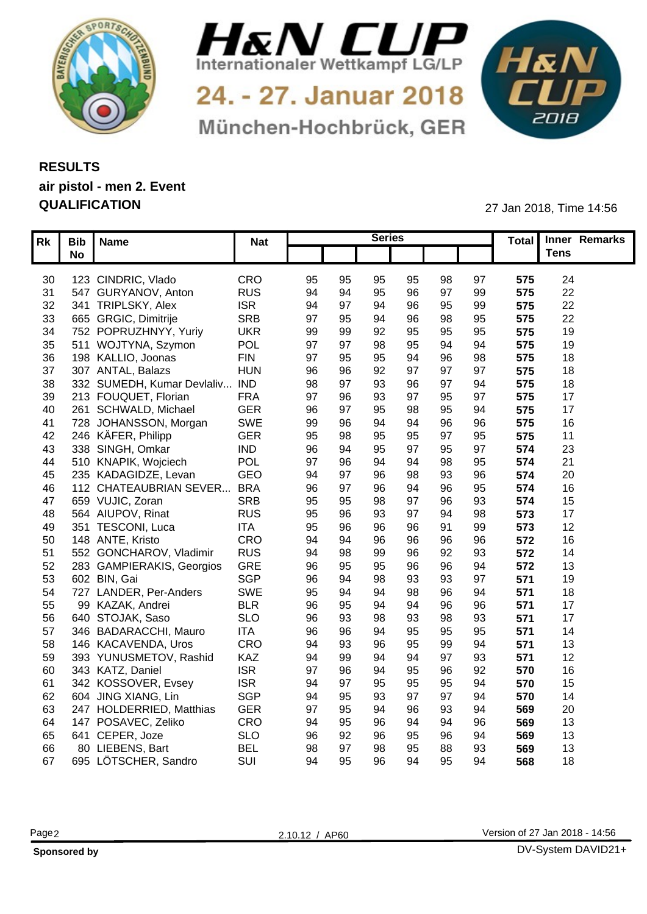# H&N CUP

Internationaler Wettkampf LG/LP

24. - 27. Januar 2018

München-Hochbrück, GER

## RESULTS
## air pistol - men 2. Event
## QUALIFICATION

27 Jan 2018, Time 14:56

| Rk | Bib No | Name | Nat | Series | | | | | | Total | Inner Tens | Remarks |
|---|---|---|---|---|---|---|---|---|---|---|---|---|
| 30 | 123 | CINDRIC, Vlado | CRO | 95 | 95 | 95 | 95 | 98 | 97 | **575** | 24 | |
| 31 | 547 | GURYANOV, Anton | RUS | 94 | 94 | 95 | 96 | 97 | 99 | **575** | 22 | |
| 32 | 341 | TRIPLSKY, Alex | ISR | 94 | 97 | 94 | 96 | 95 | 99 | **575** | 22 | |
| 33 | 665 | GRGIC, Dimitrije | SRB | 97 | 95 | 94 | 96 | 98 | 95 | **575** | 22 | |
| 34 | 752 | POPRUZHNYY, Yuriy | UKR | 99 | 99 | 92 | 95 | 95 | 95 | **575** | 19 | |
| 35 | 511 | WOJTYNA, Szymon | POL | 97 | 97 | 98 | 95 | 94 | 94 | **575** | 19 | |
| 36 | 198 | KALLIO, Joonas | FIN | 97 | 95 | 95 | 94 | 96 | 98 | **575** | 18 | |
| 37 | 307 | ANTAL, Balazs | HUN | 96 | 96 | 92 | 97 | 97 | 97 | **575** | 18 | |
| 38 | 332 | SUMEDH, Kumar Devlaliv... | IND | 98 | 97 | 93 | 96 | 97 | 94 | **575** | 18 | |
| 39 | 213 | FOUQUET, Florian | FRA | 97 | 96 | 93 | 97 | 95 | 97 | **575** | 17 | |
| 40 | 261 | SCHWALD, Michael | GER | 96 | 97 | 95 | 98 | 95 | 94 | **575** | 17 | |
| 41 | 728 | JOHANSSON, Morgan | SWE | 99 | 96 | 94 | 94 | 96 | 96 | **575** | 16 | |
| 42 | 246 | KÄFER, Philipp | GER | 95 | 98 | 95 | 95 | 97 | 95 | **575** | 11 | |
| 43 | 338 | SINGH, Omkar | IND | 96 | 94 | 95 | 97 | 95 | 97 | **574** | 23 | |
| 44 | 510 | KNAPIK, Wojciech | POL | 97 | 96 | 94 | 94 | 98 | 95 | **574** | 21 | |
| 45 | 235 | KADAGIDZE, Levan | GEO | 94 | 97 | 96 | 98 | 93 | 96 | **574** | 20 | |
| 46 | 112 | CHATEAUBRIAN SEVER... | BRA | 96 | 97 | 96 | 94 | 96 | 95 | **574** | 16 | |
| 47 | 659 | VUJIC, Zoran | SRB | 95 | 95 | 98 | 97 | 96 | 93 | **574** | 15 | |
| 48 | 564 | AIUPOV, Rinat | RUS | 95 | 96 | 93 | 97 | 94 | 98 | **573** | 17 | |
| 49 | 351 | TESCONI, Luca | ITA | 95 | 96 | 96 | 96 | 91 | 99 | **573** | 12 | |
| 50 | 148 | ANTE, Kristo | CRO | 94 | 94 | 96 | 96 | 96 | 96 | **572** | 16 | |
| 51 | 552 | GONCHAROV, Vladimir | RUS | 94 | 98 | 99 | 96 | 92 | 93 | **572** | 14 | |
| 52 | 283 | GAMPIERAKIS, Georgios | GRE | 96 | 95 | 95 | 96 | 96 | 94 | **572** | 13 | |
| 53 | 602 | BIN, Gai | SGP | 96 | 94 | 98 | 93 | 93 | 97 | **571** | 19 | |
| 54 | 727 | LANDER, Per-Anders | SWE | 95 | 94 | 94 | 98 | 96 | 94 | **571** | 18 | |
| 55 | 99 | KAZAK, Andrei | BLR | 96 | 95 | 94 | 94 | 96 | 96 | **571** | 17 | |
| 56 | 640 | STOJAK, Saso | SLO | 96 | 93 | 98 | 93 | 98 | 93 | **571** | 17 | |
| 57 | 346 | BADARACCHI, Mauro | ITA | 96 | 96 | 94 | 95 | 95 | 95 | **571** | 14 | |
| 58 | 146 | KACAVENDA, Uros | CRO | 94 | 93 | 96 | 95 | 99 | 94 | **571** | 13 | |
| 59 | 393 | YUNUSMETOV, Rashid | KAZ | 94 | 99 | 94 | 94 | 97 | 93 | **571** | 12 | |
| 60 | 343 | KATZ, Daniel | ISR | 97 | 96 | 94 | 95 | 96 | 92 | **570** | 16 | |
| 61 | 342 | KOSSOVER, Evsey | ISR | 94 | 97 | 95 | 95 | 95 | 94 | **570** | 15 | |
| 62 | 604 | JING XIANG, Lin | SGP | 94 | 95 | 93 | 97 | 97 | 94 | **570** | 14 | |
| 63 | 247 | HOLDERRIED, Matthias | GER | 97 | 95 | 94 | 96 | 93 | 94 | **569** | 20 | |
| 64 | 147 | POSAVEC, Zeliko | CRO | 94 | 95 | 96 | 94 | 94 | 96 | **569** | 13 | |
| 65 | 641 | CEPER, Joze | SLO | 96 | 92 | 96 | 95 | 96 | 94 | **569** | 13 | |
| 66 | 80 | LIEBENS, Bart | BEL | 98 | 97 | 98 | 95 | 88 | 93 | **569** | 13 | |
| 67 | 695 | LÖTSCHER, Sandro | SUI | 94 | 95 | 96 | 94 | 95 | 94 | **568** | 18 | |

2.10.12 / AP60

Version of 27 Jan 2018 - 14:56

**Sponsored by**

DV-System DAVID21+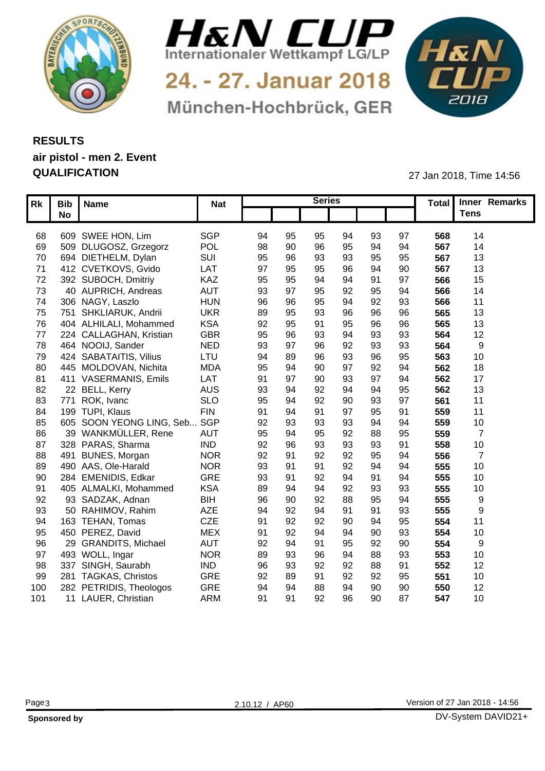H&N CUP
Internationaler Wettkampf LG/LP

24. - 27. Januar 2018

München-Hochbrück, GER

H&N CUP 2018

## RESULTS
## air pistol - men 2. Event
## QUALIFICATION

27 Jan 2018, Time 14:56

| Rk | Bib No | Name | Nat | Series | | | | | | Total | Inner Tens | Remarks |
|---|---|---|---|---|---|---|---|---|---|---|---|---|
| 68 | 609 | SWEE HON, Lim | SGP | 94 | 95 | 95 | 94 | 93 | 97 | **568** | 14 | |
| 69 | 509 | DLUGOSZ, Grzegorz | POL | 98 | 90 | 96 | 95 | 94 | 94 | **567** | 14 | |
| 70 | 694 | DIETHELM, Dylan | SUI | 95 | 96 | 93 | 93 | 95 | 95 | **567** | 13 | |
| 71 | 412 | CVETKOVS, Gvido | LAT | 97 | 95 | 95 | 96 | 94 | 90 | **567** | 13 | |
| 72 | 392 | SUBOCH, Dmitriy | KAZ | 95 | 95 | 94 | 94 | 91 | 97 | **566** | 15 | |
| 73 | 40 | AUPRICH, Andreas | AUT | 93 | 97 | 95 | 92 | 95 | 94 | **566** | 14 | |
| 74 | 306 | NAGY, Laszlo | HUN | 96 | 96 | 95 | 94 | 92 | 93 | **566** | 11 | |
| 75 | 751 | SHKLIARUK, Andrii | UKR | 89 | 95 | 93 | 96 | 96 | 96 | **565** | 13 | |
| 76 | 404 | ALHILALI, Mohammed | KSA | 92 | 95 | 91 | 95 | 96 | 96 | **565** | 13 | |
| 77 | 224 | CALLAGHAN, Kristian | GBR | 95 | 96 | 93 | 94 | 93 | 93 | **564** | 12 | |
| 78 | 464 | NOOIJ, Sander | NED | 93 | 97 | 96 | 92 | 93 | 93 | **564** | 9 | |
| 79 | 424 | SABATAITIS, Vilius | LTU | 94 | 89 | 96 | 93 | 96 | 95 | **563** | 10 | |
| 80 | 445 | MOLDOVAN, Nichita | MDA | 95 | 94 | 90 | 97 | 92 | 94 | **562** | 18 | |
| 81 | 411 | VASERMANIS, Emils | LAT | 91 | 97 | 90 | 93 | 97 | 94 | **562** | 17 | |
| 82 | 22 | BELL, Kerry | AUS | 93 | 94 | 92 | 94 | 94 | 95 | **562** | 13 | |
| 83 | 771 | ROK, Ivanc | SLO | 95 | 94 | 92 | 90 | 93 | 97 | **561** | 11 | |
| 84 | 199 | TUPI, Klaus | FIN | 91 | 94 | 91 | 97 | 95 | 91 | **559** | 11 | |
| 85 | 605 | SOON YEONG LING, Seb... | SGP | 92 | 93 | 93 | 93 | 94 | 94 | **559** | 10 | |
| 86 | 39 | WANKMÜLLER, Rene | AUT | 95 | 94 | 95 | 92 | 88 | 95 | **559** | 7 | |
| 87 | 328 | PARAS, Sharma | IND | 92 | 96 | 93 | 93 | 93 | 91 | **558** | 10 | |
| 88 | 491 | BUNES, Morgan | NOR | 92 | 91 | 92 | 92 | 95 | 94 | **556** | 7 | |
| 89 | 490 | AAS, Ole-Harald | NOR | 93 | 91 | 91 | 92 | 94 | 94 | **555** | 10 | |
| 90 | 284 | EMENIDIS, Edkar | GRE | 93 | 91 | 92 | 94 | 91 | 94 | **555** | 10 | |
| 91 | 405 | ALMALKI, Mohammed | KSA | 89 | 94 | 94 | 92 | 93 | 93 | **555** | 10 | |
| 92 | 93 | SADZAK, Adnan | BIH | 96 | 90 | 92 | 88 | 95 | 94 | **555** | 9 | |
| 93 | 50 | RAHIMOV, Rahim | AZE | 94 | 92 | 94 | 91 | 91 | 93 | **555** | 9 | |
| 94 | 163 | TEHAN, Tomas | CZE | 91 | 92 | 92 | 90 | 94 | 95 | **554** | 11 | |
| 95 | 450 | PEREZ, David | MEX | 91 | 92 | 94 | 94 | 90 | 93 | **554** | 10 | |
| 96 | 29 | GRANDITS, Michael | AUT | 92 | 94 | 91 | 95 | 92 | 90 | **554** | 9 | |
| 97 | 493 | WOLL, Ingar | NOR | 89 | 93 | 96 | 94 | 88 | 93 | **553** | 10 | |
| 98 | 337 | SINGH, Saurabh | IND | 96 | 93 | 92 | 92 | 88 | 91 | **552** | 12 | |
| 99 | 281 | TAGKAS, Christos | GRE | 92 | 89 | 91 | 92 | 92 | 95 | **551** | 10 | |
| 100 | 282 | PETRIDIS, Theologos | GRE | 94 | 94 | 88 | 94 | 90 | 90 | **550** | 12 | |
| 101 | 11 | LAUER, Christian | ARM | 91 | 91 | 92 | 96 | 90 | 87 | **547** | 10 | |

2.10.12 / AP60

Version of 27 Jan 2018 - 14:56

**Sponsored by**

DV-System DAVID21+